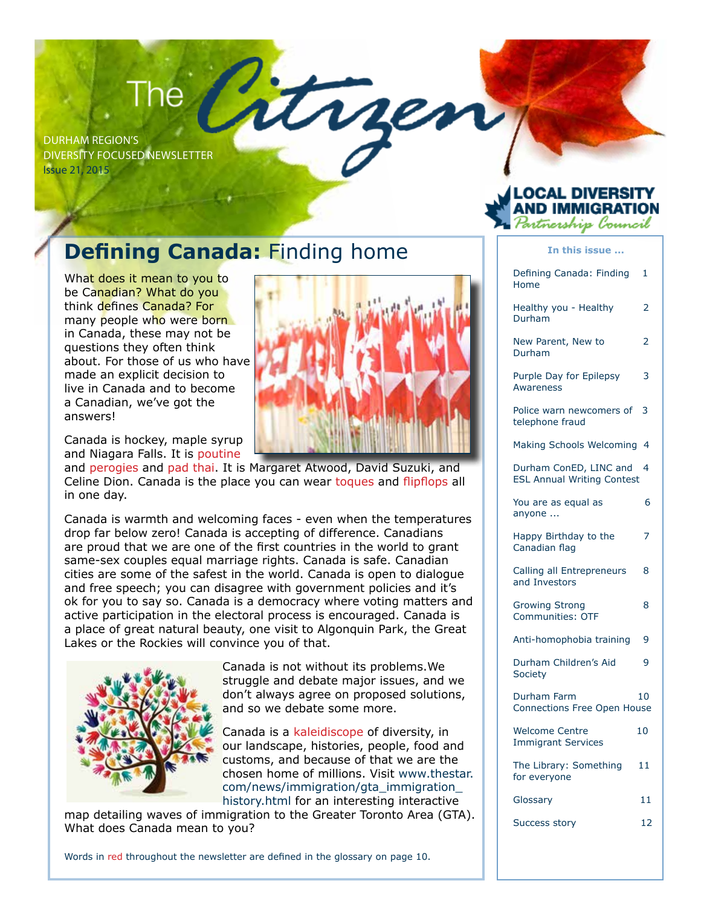# The Citizen

DURHAM REGION'S
DIVERSITY FOCUSED NEWSLETTER
Issue 21, 2015

LOCAL DIVERSITY AND IMMIGRATION Partnership Council

## Defining Canada: Finding home

What does it mean to you to be Canadian? What do you think defines Canada? For many people who were born in Canada, these may not be questions they often think about. For those of us who have made an explicit decision to live in Canada and to become a Canadian, we've got the answers!

Canada is hockey, maple syrup and Niagara Falls. It is poutine and perogies and pad thai. It is Margaret Atwood, David Suzuki, and Celine Dion. Canada is the place you can wear toques and flipflops all in one day.

Canada is warmth and welcoming faces - even when the temperatures drop far below zero! Canada is accepting of difference. Canadians are proud that we are one of the first countries in the world to grant same-sex couples equal marriage rights. Canada is safe. Canadian cities are some of the safest in the world. Canada is open to dialogue and free speech; you can disagree with government policies and it's ok for you to say so. Canada is a democracy where voting matters and active participation in the electoral process is encouraged. Canada is a place of great natural beauty, one visit to Algonquin Park, the Great Lakes or the Rockies will convince you of that.

Canada is not without its problems.We struggle and debate major issues, and we don't always agree on proposed solutions, and so we debate some more.

Canada is a kaleidiscope of diversity, in our landscape, histories, people, food and customs, and because of that we are the chosen home of millions. Visit www.thestar.com/news/immigration/gta_immigration_history.html for an interesting interactive map detailing waves of immigration to the Greater Toronto Area (GTA). What does Canada mean to you?

Words in red throughout the newsletter are defined in the glossary on page 10.

### In this issue ...

| | |
|---|---|
| Defining Canada: Finding Home | 1 |
| Healthy you - Healthy Durham | 2 |
| New Parent, New to Durham | 2 |
| Purple Day for Epilepsy Awareness | 3 |
| Police warn newcomers of telephone fraud | 3 |
| Making Schools Welcoming | 4 |
| Durham ConED, LINC and ESL Annual Writing Contest | 4 |
| You are as equal as anyone ... | 6 |
| Happy Birthday to the Canadian flag | 7 |
| Calling all Entrepreneurs and Investors | 8 |
| Growing Strong Communities: OTF | 8 |
| Anti-homophobia training | 9 |
| Durham Children's Aid Society | 9 |
| Durham Farm Connections Free Open House | 10 |
| Welcome Centre Immigrant Services | 10 |
| The Library: Something for everyone | 11 |
| Glossary | 11 |
| Success story | 12 |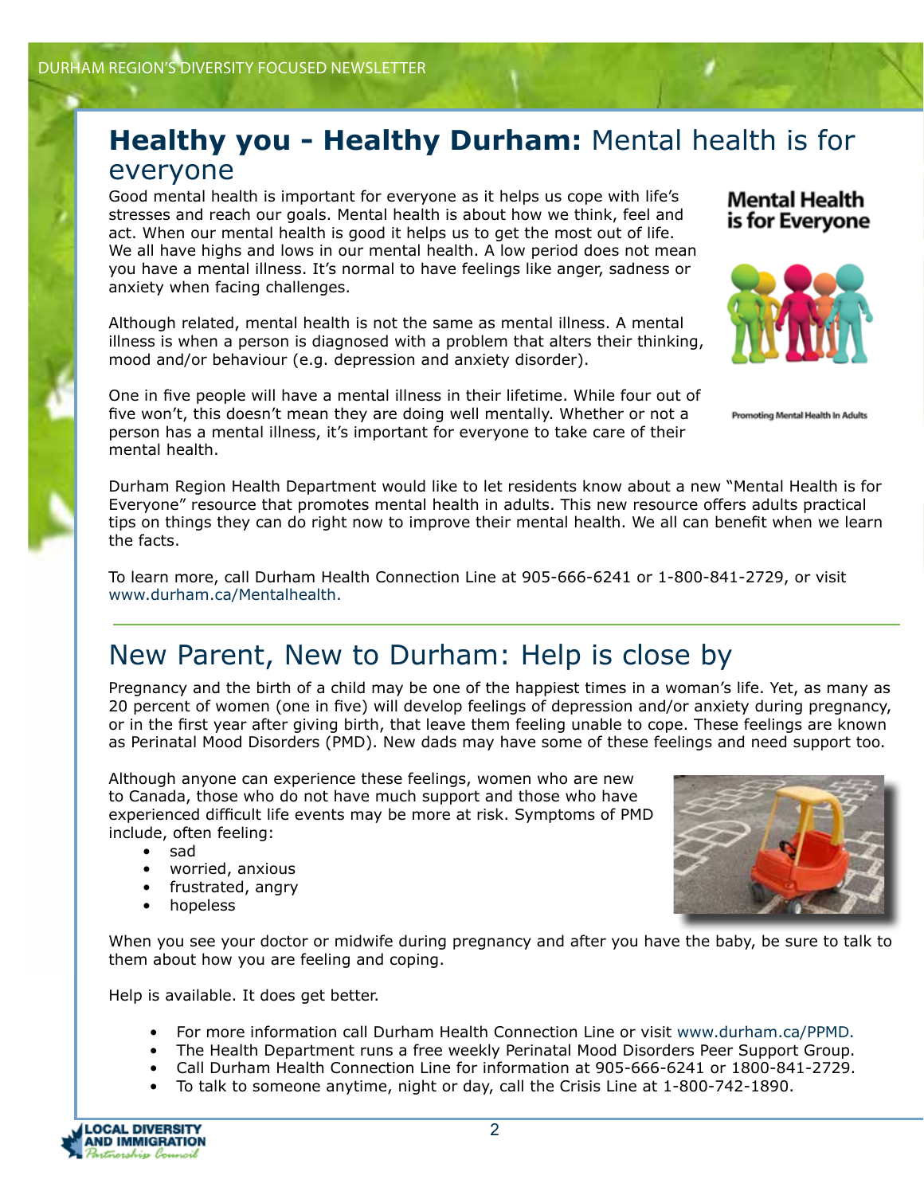# Healthy you - Healthy Durham: Mental health is for everyone

Good mental health is important for everyone as it helps us cope with life's stresses and reach our goals. Mental health is about how we think, feel and act. When our mental health is good it helps us to get the most out of life. We all have highs and lows in our mental health. A low period does not mean you have a mental illness. It's normal to have feelings like anger, sadness or anxiety when facing challenges.

Although related, mental health is not the same as mental illness. A mental illness is when a person is diagnosed with a problem that alters their thinking, mood and/or behaviour (e.g. depression and anxiety disorder).

One in five people will have a mental illness in their lifetime. While four out of five won't, this doesn't mean they are doing well mentally. Whether or not a person has a mental illness, it's important for everyone to take care of their mental health.

Mental Health is for Everyone

Promoting Mental Health in Adults

Durham Region Health Department would like to let residents know about a new "Mental Health is for Everyone" resource that promotes mental health in adults. This new resource offers adults practical tips on things they can do right now to improve their mental health. We all can benefit when we learn the facts.

To learn more, call Durham Health Connection Line at 905-666-6241 or 1-800-841-2729, or visit www.durham.ca/Mentalhealth.

# New Parent, New to Durham: Help is close by

Pregnancy and the birth of a child may be one of the happiest times in a woman's life. Yet, as many as 20 percent of women (one in five) will develop feelings of depression and/or anxiety during pregnancy, or in the first year after giving birth, that leave them feeling unable to cope. These feelings are known as Perinatal Mood Disorders (PMD). New dads may have some of these feelings and need support too.

Although anyone can experience these feelings, women who are new to Canada, those who do not have much support and those who have experienced difficult life events may be more at risk. Symptoms of PMD include, often feeling:

- sad
- worried, anxious
- frustrated, angry
- hopeless

When you see your doctor or midwife during pregnancy and after you have the baby, be sure to talk to them about how you are feeling and coping.

Help is available. It does get better.

- For more information call Durham Health Connection Line or visit www.durham.ca/PPMD.
- The Health Department runs a free weekly Perinatal Mood Disorders Peer Support Group.
- Call Durham Health Connection Line for information at 905-666-6241 or 1800-841-2729.
- To talk to someone anytime, night or day, call the Crisis Line at 1-800-742-1890.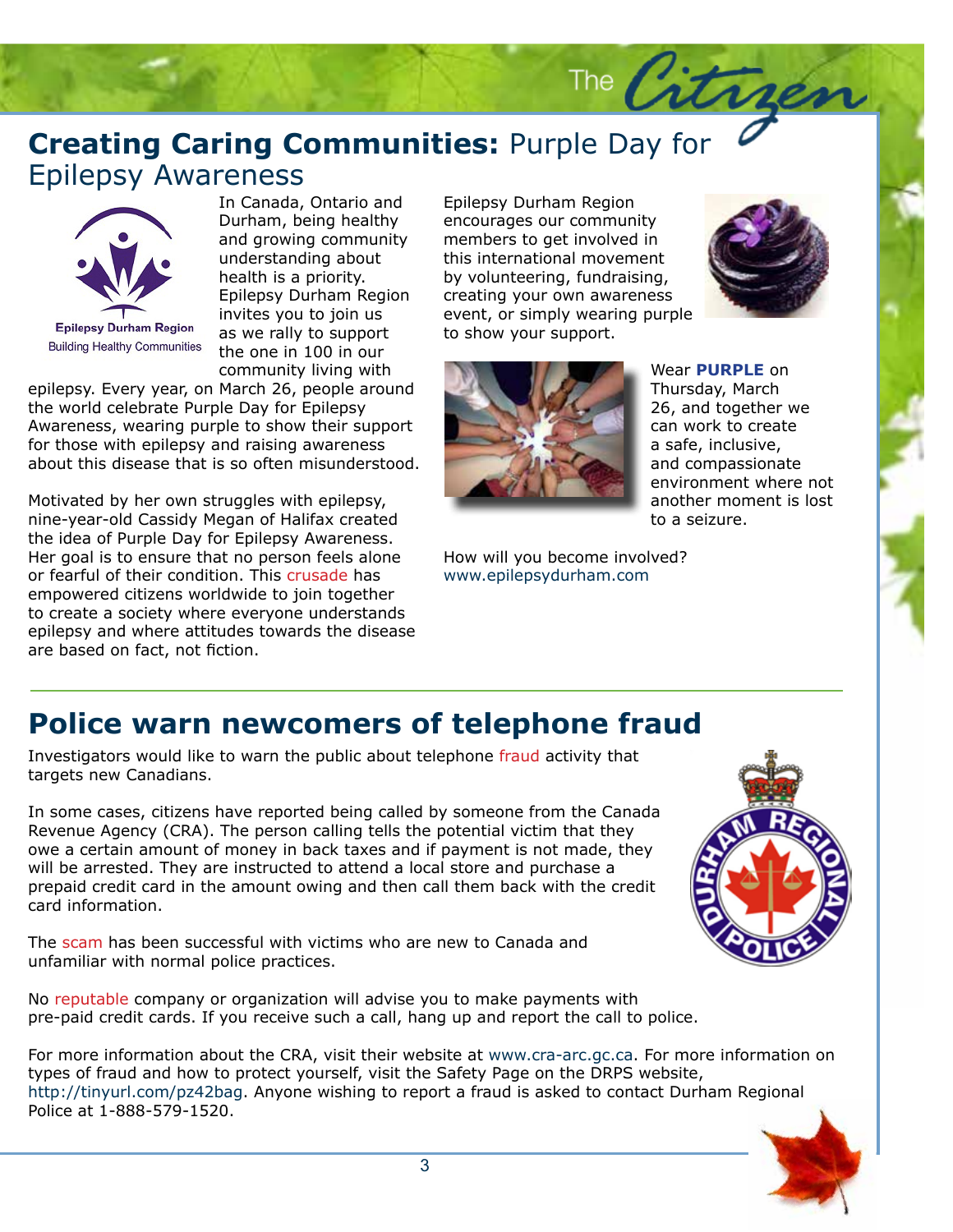# **Creating Caring Communities:** Purple Day for Epilepsy Awareness

Epilepsy Durham Region
Building Healthy Communities

In Canada, Ontario and Durham, being healthy and growing community understanding about health is a priority. Epilepsy Durham Region invites you to join us as we rally to support the one in 100 in our community living with epilepsy. Every year, on March 26, people around the world celebrate Purple Day for Epilepsy Awareness, wearing purple to show their support for those with epilepsy and raising awareness about this disease that is so often misunderstood.

Motivated by her own struggles with epilepsy, nine-year-old Cassidy Megan of Halifax created the idea of Purple Day for Epilepsy Awareness. Her goal is to ensure that no person feels alone or fearful of their condition. This crusade has empowered citizens worldwide to join together to create a society where everyone understands epilepsy and where attitudes towards the disease are based on fact, not fiction.

Epilepsy Durham Region encourages our community members to get involved in this international movement by volunteering, fundraising, creating your own awareness event, or simply wearing purple to show your support.

Wear **PURPLE** on Thursday, March 26, and together we can work to create a safe, inclusive, and compassionate environment where not another moment is lost to a seizure.

How will you become involved?
www.epilepsydurham.com

# Police warn newcomers of telephone fraud

Investigators would like to warn the public about telephone fraud activity that targets new Canadians.

In some cases, citizens have reported being called by someone from the Canada Revenue Agency (CRA). The person calling tells the potential victim that they owe a certain amount of money in back taxes and if payment is not made, they will be arrested. They are instructed to attend a local store and purchase a prepaid credit card in the amount owing and then call them back with the credit card information.

The scam has been successful with victims who are new to Canada and unfamiliar with normal police practices.

No reputable company or organization will advise you to make payments with pre-paid credit cards. If you receive such a call, hang up and report the call to police.

For more information about the CRA, visit their website at www.cra-arc.gc.ca. For more information on types of fraud and how to protect yourself, visit the Safety Page on the DRPS website, http://tinyurl.com/pz42bag. Anyone wishing to report a fraud is asked to contact Durham Regional Police at 1-888-579-1520.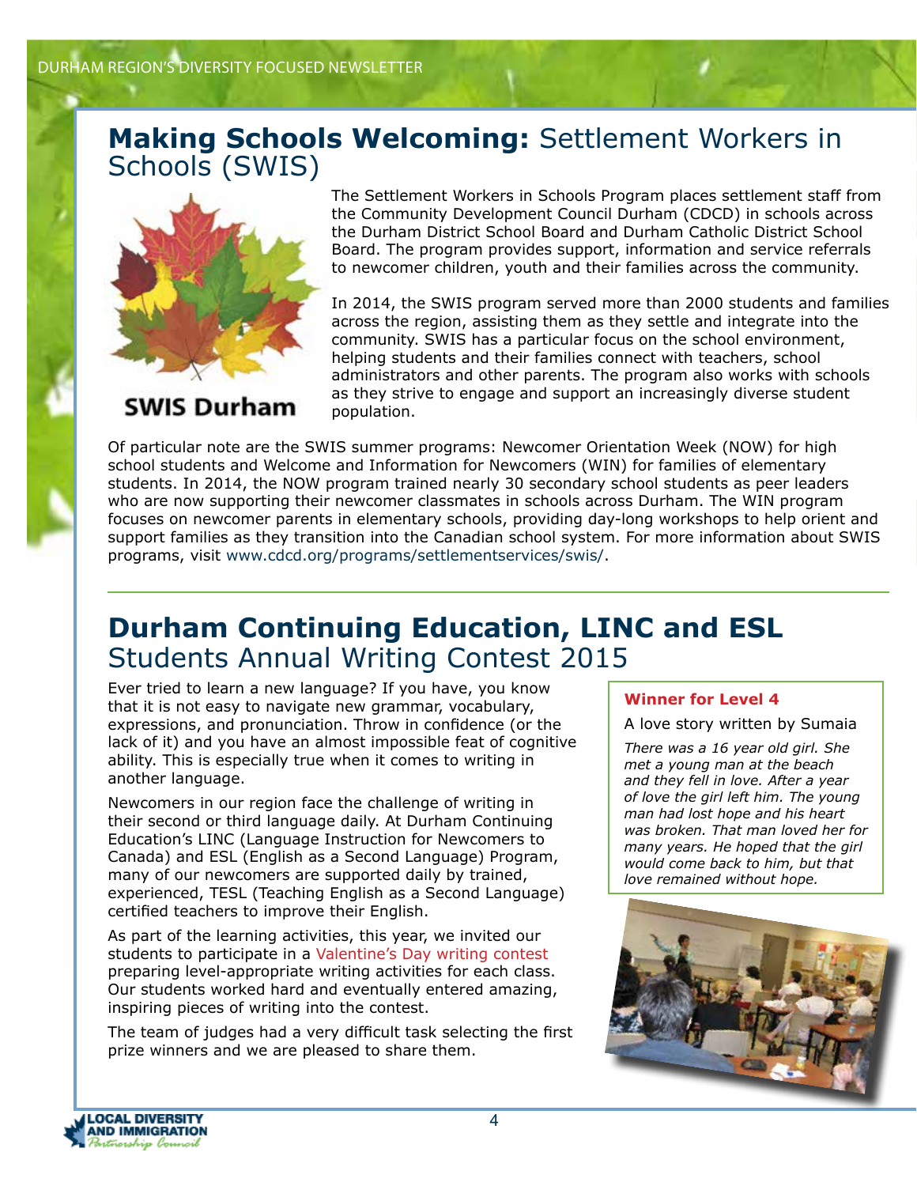## **Making Schools Welcoming:** Settlement Workers in Schools (SWIS)

SWIS Durham

The Settlement Workers in Schools Program places settlement staff from the Community Development Council Durham (CDCD) in schools across the Durham District School Board and Durham Catholic District School Board. The program provides support, information and service referrals to newcomer children, youth and their families across the community.

In 2014, the SWIS program served more than 2000 students and families across the region, assisting them as they settle and integrate into the community. SWIS has a particular focus on the school environment, helping students and their families connect with teachers, school administrators and other parents. The program also works with schools as they strive to engage and support an increasingly diverse student population.

Of particular note are the SWIS summer programs: Newcomer Orientation Week (NOW) for high school students and Welcome and Information for Newcomers (WIN) for families of elementary students. In 2014, the NOW program trained nearly 30 secondary school students as peer leaders who are now supporting their newcomer classmates in schools across Durham. The WIN program focuses on newcomer parents in elementary schools, providing day-long workshops to help orient and support families as they transition into the Canadian school system. For more information about SWIS programs, visit www.cdcd.org/programs/settlementservices/swis/.

---

## **Durham Continuing Education, LINC and ESL** Students Annual Writing Contest 2015

Ever tried to learn a new language? If you have, you know that it is not easy to navigate new grammar, vocabulary, expressions, and pronunciation. Throw in confidence (or the lack of it) and you have an almost impossible feat of cognitive ability. This is especially true when it comes to writing in another language.

Newcomers in our region face the challenge of writing in their second or third language daily. At Durham Continuing Education's LINC (Language Instruction for Newcomers to Canada) and ESL (English as a Second Language) Program, many of our newcomers are supported daily by trained, experienced, TESL (Teaching English as a Second Language) certified teachers to improve their English.

As part of the learning activities, this year, we invited our students to participate in a Valentine's Day writing contest preparing level-appropriate writing activities for each class. Our students worked hard and eventually entered amazing, inspiring pieces of writing into the contest.

The team of judges had a very difficult task selecting the first prize winners and we are pleased to share them.

**Winner for Level 4**

A love story written by Sumaia

*There was a 16 year old girl. She met a young man at the beach and they fell in love. After a year of love the girl left him. The young man had lost hope and his heart was broken. That man loved her for many years. He hoped that the girl would come back to him, but that love remained without hope.*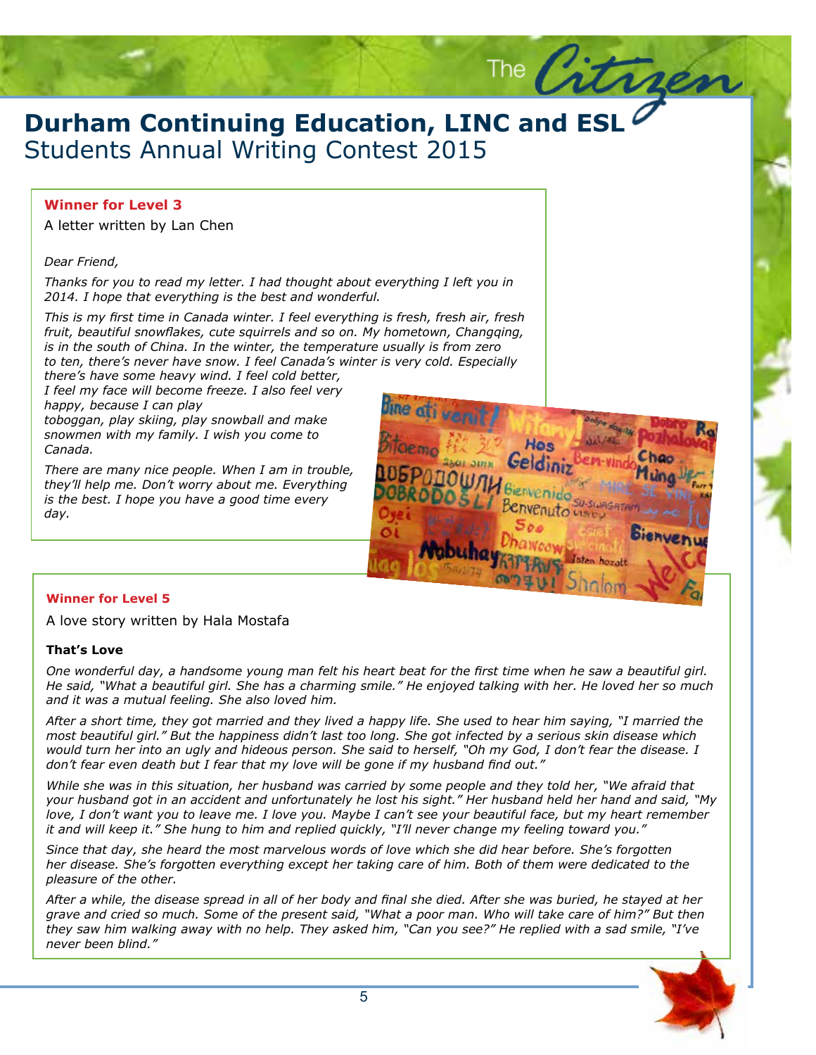# Durham Continuing Education, LINC and ESL
## Students Annual Writing Contest 2015

### Winner for Level 3

A letter written by Lan Chen

*Dear Friend,*

*Thanks for you to read my letter. I had thought about everything I left you in 2014. I hope that everything is the best and wonderful.*

*This is my first time in Canada winter. I feel everything is fresh, fresh air, fresh fruit, beautiful snowflakes, cute squirrels and so on. My hometown, Changqing, is in the south of China. In the winter, the temperature usually is from zero to ten, there's never have snow. I feel Canada's winter is very cold. Especially there's have some heavy wind. I feel cold better, I feel my face will become freeze. I also feel very happy, because I can play toboggan, play skiing, play snowball and make snowmen with my family. I wish you come to Canada.*

*There are many nice people. When I am in trouble, they'll help me. Don't worry about me. Everything is the best. I hope you have a good time every day.*

### Winner for Level 5

A love story written by Hala Mostafa

**That's Love**

*One wonderful day, a handsome young man felt his heart beat for the first time when he saw a beautiful girl. He said, "What a beautiful girl. She has a charming smile." He enjoyed talking with her. He loved her so much and it was a mutual feeling. She also loved him.*

*After a short time, they got married and they lived a happy life. She used to hear him saying, "I married the most beautiful girl." But the happiness didn't last too long. She got infected by a serious skin disease which would turn her into an ugly and hideous person. She said to herself, "Oh my God, I don't fear the disease. I don't fear even death but I fear that my love will be gone if my husband find out."*

*While she was in this situation, her husband was carried by some people and they told her, "We afraid that your husband got in an accident and unfortunately he lost his sight." Her husband held her hand and said, "My love, I don't want you to leave me. I love you. Maybe I can't see your beautiful face, but my heart remember it and will keep it." She hung to him and replied quickly, "I'll never change my feeling toward you."*

*Since that day, she heard the most marvelous words of love which she did hear before. She's forgotten her disease. She's forgotten everything except her taking care of him. Both of them were dedicated to the pleasure of the other.*

*After a while, the disease spread in all of her body and final she died. After she was buried, he stayed at her grave and cried so much. Some of the present said, "What a poor man. Who will take care of him?" But then they saw him walking away with no help. They asked him, "Can you see?" He replied with a sad smile, "I've never been blind."*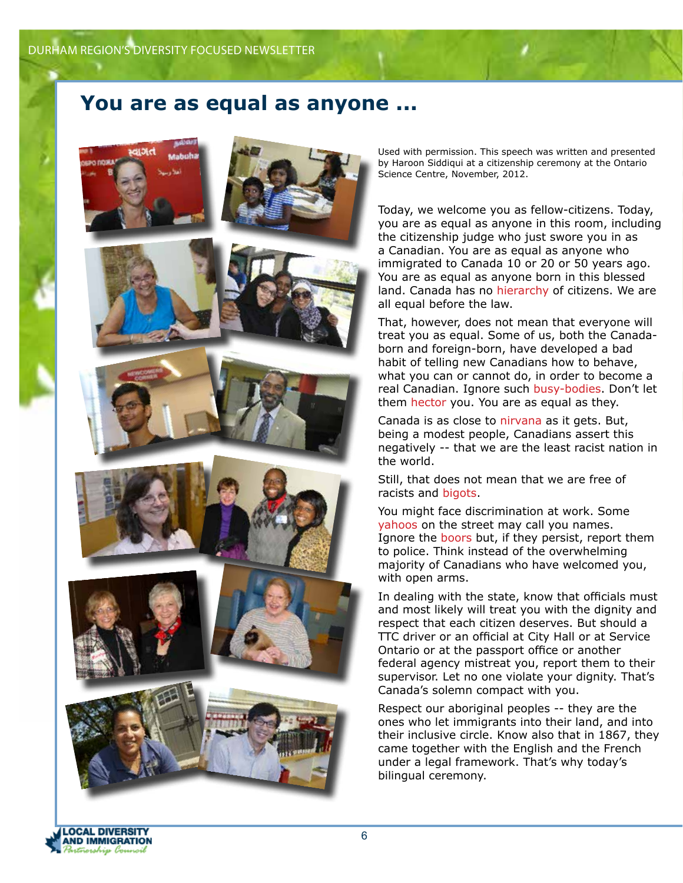# You are as equal as anyone ...

Used with permission. This speech was written and presented by Haroon Siddiqui at a citizenship ceremony at the Ontario Science Centre, November, 2012.

Today, we welcome you as fellow-citizens. Today, you are as equal as anyone in this room, including the citizenship judge who just swore you in as a Canadian. You are as equal as anyone who immigrated to Canada 10 or 20 or 50 years ago. You are as equal as anyone born in this blessed land. Canada has no hierarchy of citizens. We are all equal before the law.

That, however, does not mean that everyone will treat you as equal. Some of us, both the Canada-born and foreign-born, have developed a bad habit of telling new Canadians how to behave, what you can or cannot do, in order to become a real Canadian. Ignore such busy-bodies. Don't let them hector you. You are as equal as they.

Canada is as close to nirvana as it gets. But, being a modest people, Canadians assert this negatively -- that we are the least racist nation in the world.

Still, that does not mean that we are free of racists and bigots.

You might face discrimination at work. Some yahoos on the street may call you names. Ignore the boors but, if they persist, report them to police. Think instead of the overwhelming majority of Canadians who have welcomed you, with open arms.

In dealing with the state, know that officials must and most likely will treat you with the dignity and respect that each citizen deserves. But should a TTC driver or an official at City Hall or at Service Ontario or at the passport office or another federal agency mistreat you, report them to their supervisor. Let no one violate your dignity. That's Canada's solemn compact with you.

Respect our aboriginal peoples -- they are the ones who let immigrants into their land, and into their inclusive circle. Know also that in 1867, they came together with the English and the French under a legal framework. That's why today's bilingual ceremony.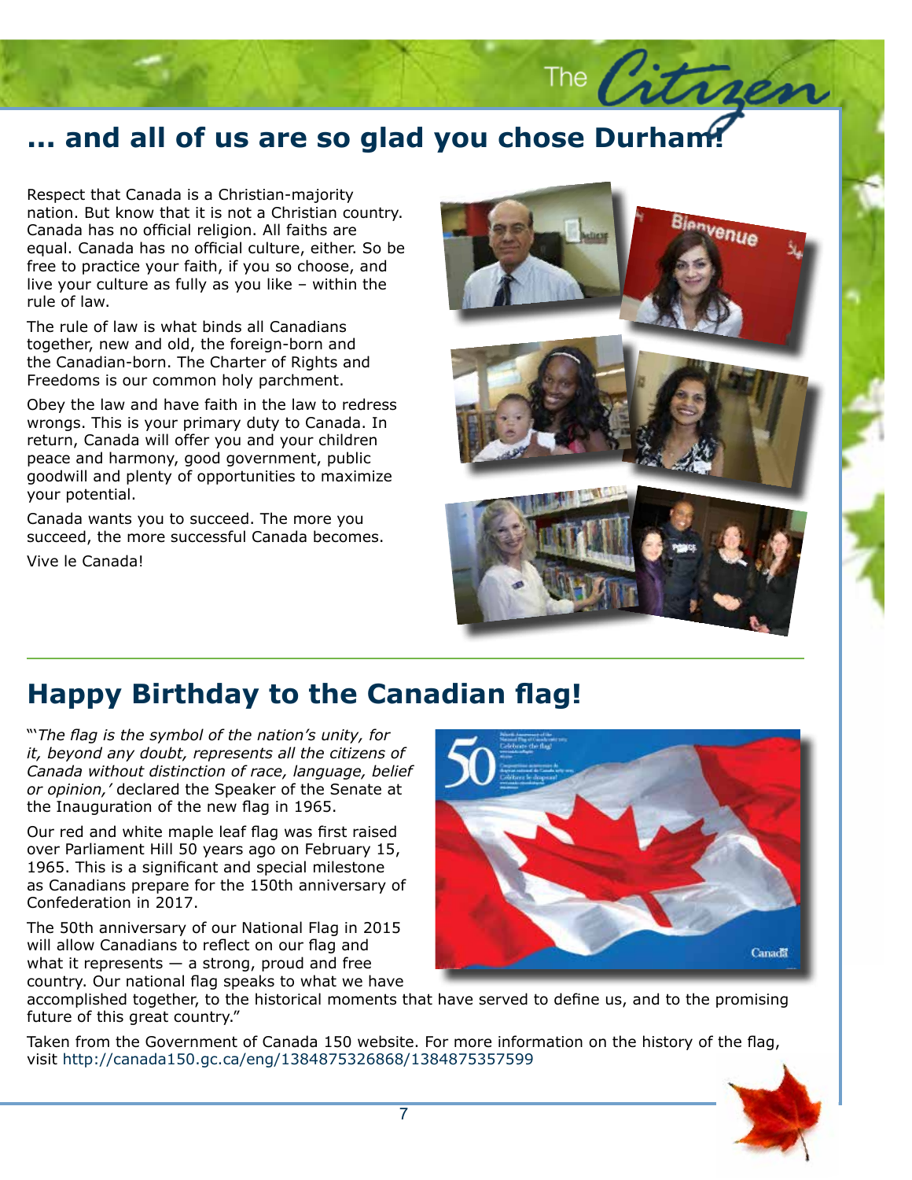## ... and all of us are so glad you chose Durham!

Respect that Canada is a Christian-majority nation. But know that it is not a Christian country. Canada has no official religion. All faiths are equal. Canada has no official culture, either. So be free to practice your faith, if you so choose, and live your culture as fully as you like – within the rule of law.

The rule of law is what binds all Canadians together, new and old, the foreign-born and the Canadian-born. The Charter of Rights and Freedoms is our common holy parchment.

Obey the law and have faith in the law to redress wrongs. This is your primary duty to Canada. In return, Canada will offer you and your children peace and harmony, good government, public goodwill and plenty of opportunities to maximize your potential.

Canada wants you to succeed. The more you succeed, the more successful Canada becomes.

Vive le Canada!

## Happy Birthday to the Canadian flag!

"'*The flag is the symbol of the nation's unity, for it, beyond any doubt, represents all the citizens of Canada without distinction of race, language, belief or opinion,'* declared the Speaker of the Senate at the Inauguration of the new flag in 1965.

Our red and white maple leaf flag was first raised over Parliament Hill 50 years ago on February 15, 1965. This is a significant and special milestone as Canadians prepare for the 150th anniversary of Confederation in 2017.

The 50th anniversary of our National Flag in 2015 will allow Canadians to reflect on our flag and what it represents — a strong, proud and free country. Our national flag speaks to what we have accomplished together, to the historical moments that have served to define us, and to the promising future of this great country."

Taken from the Government of Canada 150 website. For more information on the history of the flag, visit http://canada150.gc.ca/eng/1384875326868/1384875357599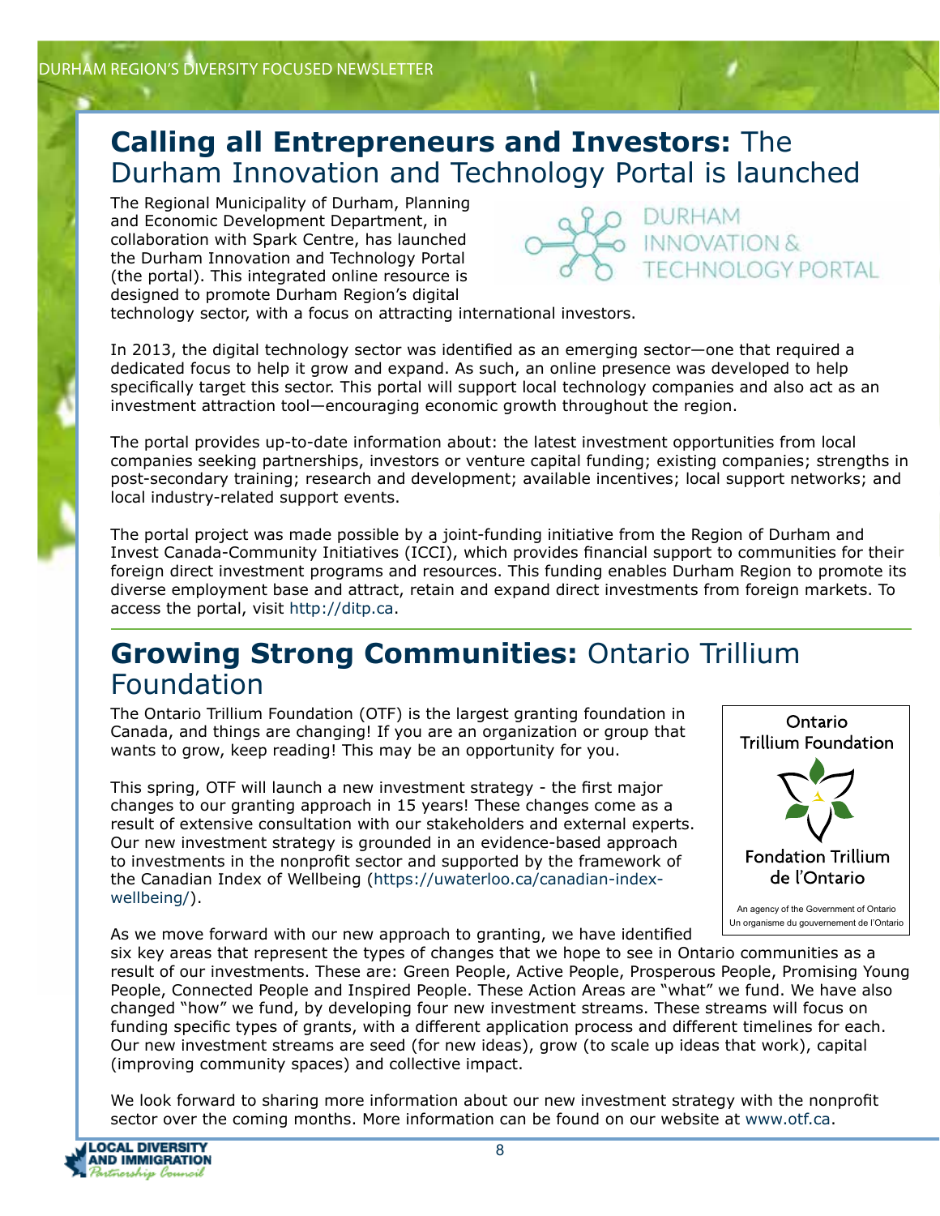## **Calling all Entrepreneurs and Investors:** The Durham Innovation and Technology Portal is launched

The Regional Municipality of Durham, Planning and Economic Development Department, in collaboration with Spark Centre, has launched the Durham Innovation and Technology Portal (the portal). This integrated online resource is designed to promote Durham Region's digital technology sector, with a focus on attracting international investors.

DURHAM INNOVATION & TECHNOLOGY PORTAL

In 2013, the digital technology sector was identified as an emerging sector—one that required a dedicated focus to help it grow and expand. As such, an online presence was developed to help specifically target this sector. This portal will support local technology companies and also act as an investment attraction tool—encouraging economic growth throughout the region.

The portal provides up-to-date information about: the latest investment opportunities from local companies seeking partnerships, investors or venture capital funding; existing companies; strengths in post-secondary training; research and development; available incentives; local support networks; and local industry-related support events.

The portal project was made possible by a joint-funding initiative from the Region of Durham and Invest Canada-Community Initiatives (ICCI), which provides financial support to communities for their foreign direct investment programs and resources. This funding enables Durham Region to promote its diverse employment base and attract, retain and expand direct investments from foreign markets. To access the portal, visit http://ditp.ca.

## **Growing Strong Communities:** Ontario Trillium Foundation

The Ontario Trillium Foundation (OTF) is the largest granting foundation in Canada, and things are changing! If you are an organization or group that wants to grow, keep reading! This may be an opportunity for you.

Ontario Trillium Foundation

Fondation Trillium de l'Ontario

An agency of the Government of Ontario
Un organisme du gouvernement de l'Ontario

This spring, OTF will launch a new investment strategy - the first major changes to our granting approach in 15 years! These changes come as a result of extensive consultation with our stakeholders and external experts. Our new investment strategy is grounded in an evidence-based approach to investments in the nonprofit sector and supported by the framework of the Canadian Index of Wellbeing (https://uwaterloo.ca/canadian-index-wellbeing/).

As we move forward with our new approach to granting, we have identified six key areas that represent the types of changes that we hope to see in Ontario communities as a result of our investments. These are: Green People, Active People, Prosperous People, Promising Young People, Connected People and Inspired People. These Action Areas are "what" we fund. We have also changed "how" we fund, by developing four new investment streams. These streams will focus on funding specific types of grants, with a different application process and different timelines for each. Our new investment streams are seed (for new ideas), grow (to scale up ideas that work), capital (improving community spaces) and collective impact.

We look forward to sharing more information about our new investment strategy with the nonprofit sector over the coming months. More information can be found on our website at www.otf.ca.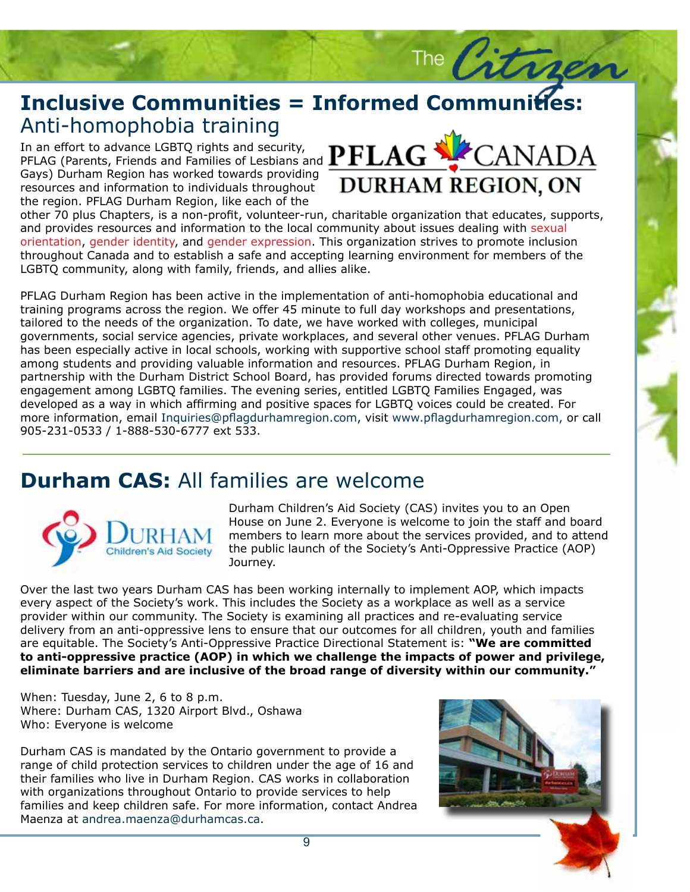# Inclusive Communities = Informed Communities:

## Anti-homophobia training

In an effort to advance LGBTQ rights and security, PFLAG (Parents, Friends and Families of Lesbians and Gays) Durham Region has worked towards providing resources and information to individuals throughout the region. PFLAG Durham Region, like each of the other 70 plus Chapters, is a non-profit, volunteer-run, charitable organization that educates, supports, and provides resources and information to the local community about issues dealing with sexual orientation, gender identity, and gender expression. This organization strives to promote inclusion throughout Canada and to establish a safe and accepting learning environment for members of the LGBTQ community, along with family, friends, and allies alike.

PFLAG Durham Region has been active in the implementation of anti-homophobia educational and training programs across the region. We offer 45 minute to full day workshops and presentations, tailored to the needs of the organization. To date, we have worked with colleges, municipal governments, social service agencies, private workplaces, and several other venues. PFLAG Durham has been especially active in local schools, working with supportive school staff promoting equality among students and providing valuable information and resources. PFLAG Durham Region, in partnership with the Durham District School Board, has provided forums directed towards promoting engagement among LGBTQ families. The evening series, entitled LGBTQ Families Engaged, was developed as a way in which affirming and positive spaces for LGBTQ voices could be created. For more information, email Inquiries@pflagdurhamregion.com, visit www.pflagdurhamregion.com, or call 905-231-0533 / 1-888-530-6777 ext 533.

# **Durham CAS:** All families are welcome

Durham Children's Aid Society (CAS) invites you to an Open House on June 2. Everyone is welcome to join the staff and board members to learn more about the services provided, and to attend the public launch of the Society's Anti-Oppressive Practice (AOP) Journey.

Over the last two years Durham CAS has been working internally to implement AOP, which impacts every aspect of the Society's work. This includes the Society as a workplace as well as a service provider within our community. The Society is examining all practices and re-evaluating service delivery from an anti-oppressive lens to ensure that our outcomes for all children, youth and families are equitable. The Society's Anti-Oppressive Practice Directional Statement is: **"We are committed to anti-oppressive practice (AOP) in which we challenge the impacts of power and privilege, eliminate barriers and are inclusive of the broad range of diversity within our community."**

When: Tuesday, June 2, 6 to 8 p.m.
Where: Durham CAS, 1320 Airport Blvd., Oshawa
Who: Everyone is welcome

Durham CAS is mandated by the Ontario government to provide a range of child protection services to children under the age of 16 and their families who live in Durham Region. CAS works in collaboration with organizations throughout Ontario to provide services to help families and keep children safe. For more information, contact Andrea Maenza at andrea.maenza@durhamcas.ca.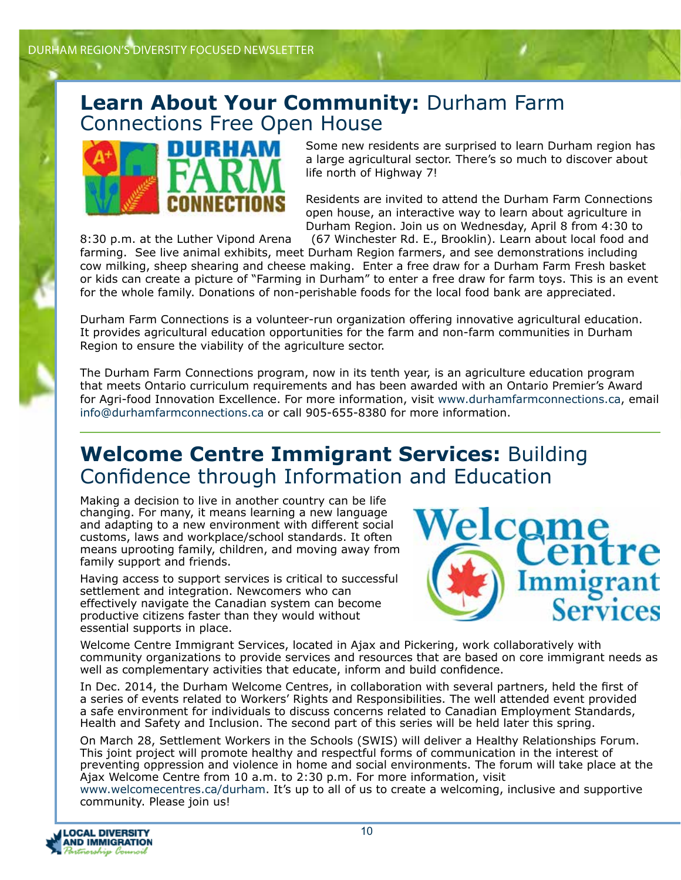## **Learn About Your Community:** Durham Farm Connections Free Open House

Some new residents are surprised to learn Durham region has a large agricultural sector. There's so much to discover about life north of Highway 7!

Residents are invited to attend the Durham Farm Connections open house, an interactive way to learn about agriculture in Durham Region. Join us on Wednesday, April 8 from 4:30 to 8:30 p.m. at the Luther Vipond Arena (67 Winchester Rd. E., Brooklin). Learn about local food and farming. See live animal exhibits, meet Durham Region farmers, and see demonstrations including cow milking, sheep shearing and cheese making. Enter a free draw for a Durham Farm Fresh basket or kids can create a picture of "Farming in Durham" to enter a free draw for farm toys. This is an event for the whole family. Donations of non-perishable foods for the local food bank are appreciated.

Durham Farm Connections is a volunteer-run organization offering innovative agricultural education. It provides agricultural education opportunities for the farm and non-farm communities in Durham Region to ensure the viability of the agriculture sector.

The Durham Farm Connections program, now in its tenth year, is an agriculture education program that meets Ontario curriculum requirements and has been awarded with an Ontario Premier's Award for Agri-food Innovation Excellence. For more information, visit www.durhamfarmconnections.ca, email info@durhamfarmconnections.ca or call 905-655-8380 for more information.

## **Welcome Centre Immigrant Services:** Building Confidence through Information and Education

Making a decision to live in another country can be life changing. For many, it means learning a new language and adapting to a new environment with different social customs, laws and workplace/school standards. It often means uprooting family, children, and moving away from family support and friends.

Having access to support services is critical to successful settlement and integration. Newcomers who can effectively navigate the Canadian system can become productive citizens faster than they would without essential supports in place.

Welcome Centre Immigrant Services, located in Ajax and Pickering, work collaboratively with community organizations to provide services and resources that are based on core immigrant needs as well as complementary activities that educate, inform and build confidence.

In Dec. 2014, the Durham Welcome Centres, in collaboration with several partners, held the first of a series of events related to Workers' Rights and Responsibilities. The well attended event provided a safe environment for individuals to discuss concerns related to Canadian Employment Standards, Health and Safety and Inclusion. The second part of this series will be held later this spring.

On March 28, Settlement Workers in the Schools (SWIS) will deliver a Healthy Relationships Forum. This joint project will promote healthy and respectful forms of communication in the interest of preventing oppression and violence in home and social environments. The forum will take place at the Ajax Welcome Centre from 10 a.m. to 2:30 p.m. For more information, visit www.welcomecentres.ca/durham. It's up to all of us to create a welcoming, inclusive and supportive community. Please join us!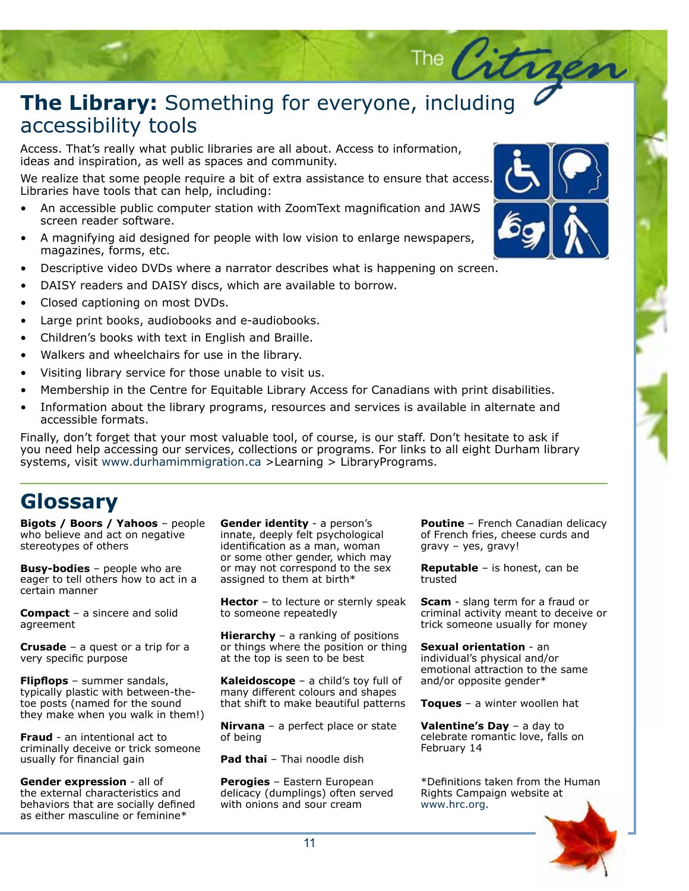## The Library: Something for everyone, including accessibility tools

Access. That's really what public libraries are all about. Access to information, ideas and inspiration, as well as spaces and community.

We realize that some people require a bit of extra assistance to ensure that access. Libraries have tools that can help, including:

- An accessible public computer station with ZoomText magnification and JAWS screen reader software.
- A magnifying aid designed for people with low vision to enlarge newspapers, magazines, forms, etc.
- Descriptive video DVDs where a narrator describes what is happening on screen.
- DAISY readers and DAISY discs, which are available to borrow.
- Closed captioning on most DVDs.
- Large print books, audiobooks and e-audiobooks.
- Children's books with text in English and Braille.
- Walkers and wheelchairs for use in the library.
- Visiting library service for those unable to visit us.
- Membership in the Centre for Equitable Library Access for Canadians with print disabilities.
- Information about the library programs, resources and services is available in alternate and accessible formats.

Finally, don't forget that your most valuable tool, of course, is our staff. Don't hesitate to ask if you need help accessing our services, collections or programs. For links to all eight Durham library systems, visit www.durhamimmigration.ca >Learning > LibraryPrograms.

## Glossary

**Bigots / Boors / Yahoos** – people who believe and act on negative stereotypes of others

**Busy-bodies** – people who are eager to tell others how to act in a certain manner

**Compact** – a sincere and solid agreement

**Crusade** – a quest or a trip for a very specific purpose

**Flipflops** – summer sandals, typically plastic with between-the-toe posts (named for the sound they make when you walk in them!)

**Fraud** - an intentional act to criminally deceive or trick someone usually for financial gain

**Gender expression** - all of the external characteristics and behaviors that are socially defined as either masculine or feminine*

**Gender identity** - a person's innate, deeply felt psychological identification as a man, woman or some other gender, which may or may not correspond to the sex assigned to them at birth*

**Hector** – to lecture or sternly speak to someone repeatedly

**Hierarchy** – a ranking of positions or things where the position or thing at the top is seen to be best

**Kaleidoscope** – a child's toy full of many different colours and shapes that shift to make beautiful patterns

**Nirvana** – a perfect place or state of being

**Pad thai** – Thai noodle dish

**Perogies** – Eastern European delicacy (dumplings) often served with onions and sour cream

**Poutine** – French Canadian delicacy of French fries, cheese curds and gravy – yes, gravy!

**Reputable** – is honest, can be trusted

**Scam** - slang term for a fraud or criminal activity meant to deceive or trick someone usually for money

**Sexual orientation** - an individual's physical and/or emotional attraction to the same and/or opposite gender*

**Toques** – a winter woollen hat

**Valentine's Day** – a day to celebrate romantic love, falls on February 14

*Definitions taken from the Human Rights Campaign website at www.hrc.org.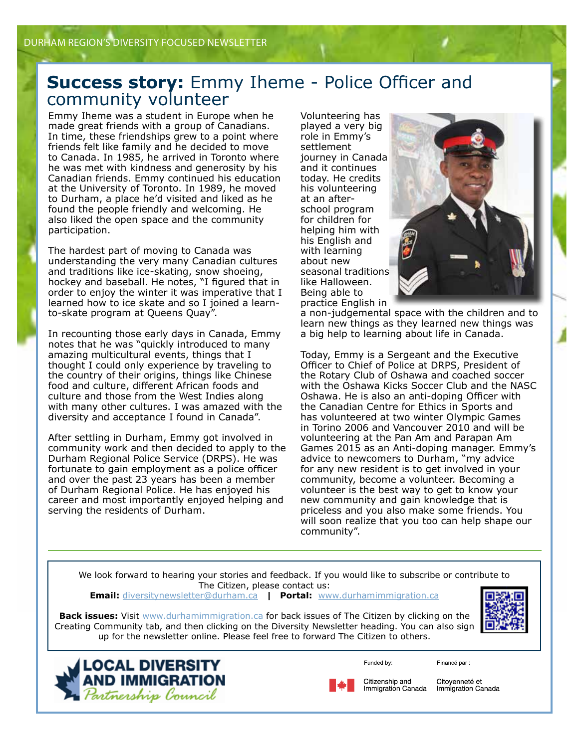# **Success story:** Emmy Iheme - Police Officer and community volunteer

Emmy Iheme was a student in Europe when he made great friends with a group of Canadians. In time, these friendships grew to a point where friends felt like family and he decided to move to Canada. In 1985, he arrived in Toronto where he was met with kindness and generosity by his Canadian friends. Emmy continued his education at the University of Toronto. In 1989, he moved to Durham, a place he'd visited and liked as he found the people friendly and welcoming. He also liked the open space and the community participation.

The hardest part of moving to Canada was understanding the very many Canadian cultures and traditions like ice-skating, snow shoeing, hockey and baseball. He notes, "I figured that in order to enjoy the winter it was imperative that I learned how to ice skate and so I joined a learn-to-skate program at Queens Quay".

In recounting those early days in Canada, Emmy notes that he was "quickly introduced to many amazing multicultural events, things that I thought I could only experience by traveling to the country of their origins, things like Chinese food and culture, different African foods and culture and those from the West Indies along with many other cultures. I was amazed with the diversity and acceptance I found in Canada".

After settling in Durham, Emmy got involved in community work and then decided to apply to the Durham Regional Police Service (DRPS). He was fortunate to gain employment as a police officer and over the past 23 years has been a member of Durham Regional Police. He has enjoyed his career and most importantly enjoyed helping and serving the residents of Durham.

Volunteering has played a very big role in Emmy's settlement journey in Canada and it continues today. He credits his volunteering at an after-school program for children for helping him with his English and with learning about new seasonal traditions like Halloween. Being able to practice English in a non-judgemental space with the children and to learn new things as they learned new things was a big help to learning about life in Canada.

Today, Emmy is a Sergeant and the Executive Officer to Chief of Police at DRPS, President of the Rotary Club of Oshawa and coached soccer with the Oshawa Kicks Soccer Club and the NASC Oshawa. He is also an anti-doping Officer with the Canadian Centre for Ethics in Sports and has volunteered at two winter Olympic Games in Torino 2006 and Vancouver 2010 and will be volunteering at the Pan Am and Parapan Am Games 2015 as an Anti-doping manager. Emmy's advice to newcomers to Durham, "my advice for any new resident is to get involved in your community, become a volunteer. Becoming a volunteer is the best way to get to know your new community and gain knowledge that is priceless and you also make some friends. You will soon realize that you too can help shape our community".

---

We look forward to hearing your stories and feedback. If you would like to subscribe or contribute to The Citizen, please contact us:

**Email:** diversitynewsletter@durham.ca | **Portal:** www.durhamimmigration.ca

**Back issues:** Visit www.durhamimmigration.ca for back issues of The Citizen by clicking on the Creating Community tab, and then clicking on the Diversity Newsletter heading. You can also sign up for the newsletter online. Please feel free to forward The Citizen to others.

LOCAL DIVERSITY AND IMMIGRATION *Partnership Council*

Funded by: Citizenship and Immigration Canada

Financé par : Citoyenneté et Immigration Canada